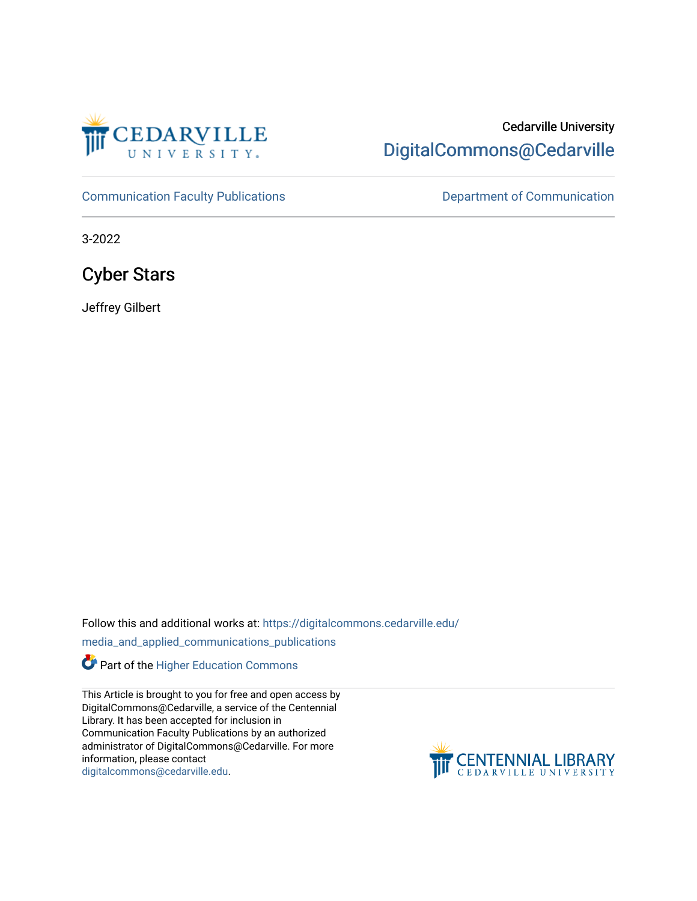Cedarville University

DigitalCommons@Cedarville

Communication Faculty Publications

Department of Communication

3-2022

# Cyber Stars

Jeffrey Gilbert

Follow this and additional works at: https://digitalcommons.cedarville.edu/media_and_applied_communications_publications

Part of the Higher Education Commons

This Article is brought to you for free and open access by DigitalCommons@Cedarville, a service of the Centennial Library. It has been accepted for inclusion in Communication Faculty Publications by an authorized administrator of DigitalCommons@Cedarville. For more information, please contact digitalcommons@cedarville.edu.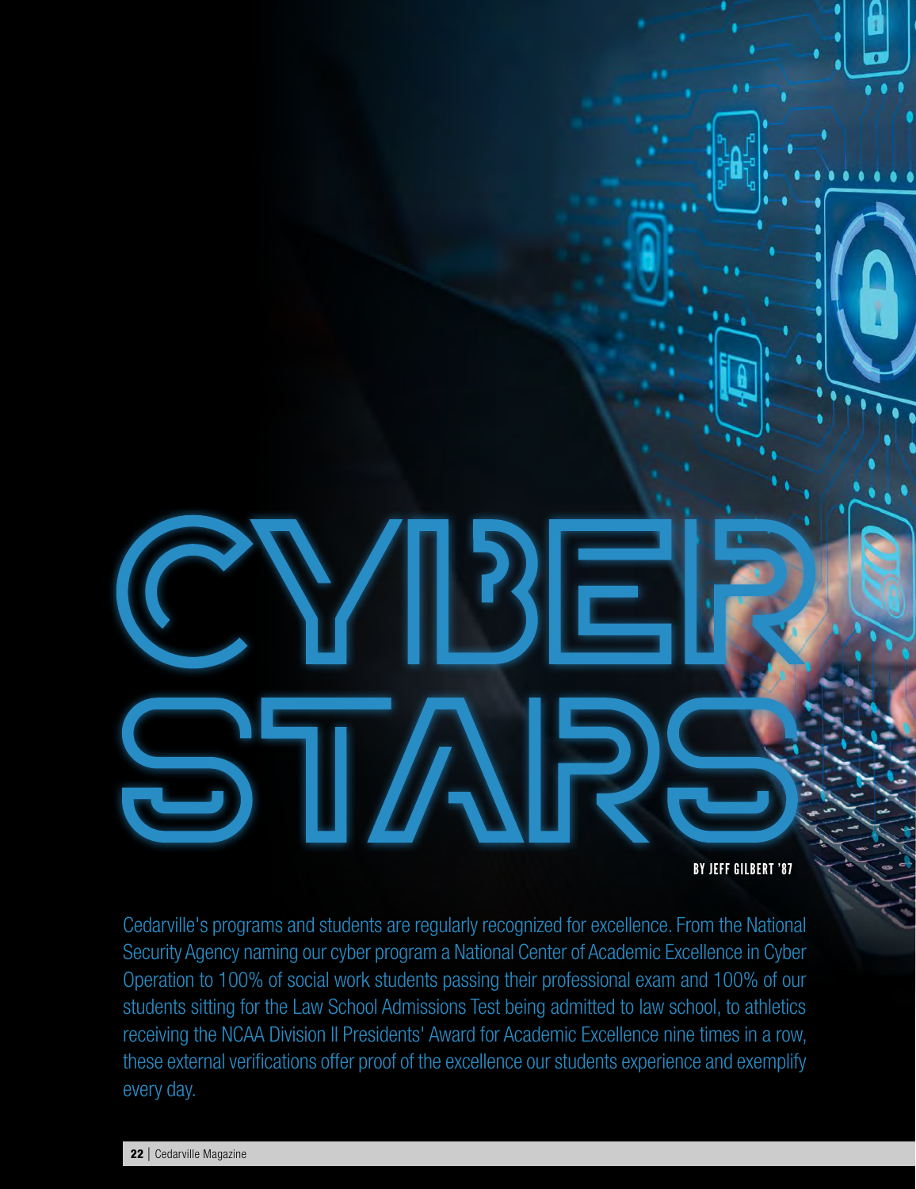# CYBER STARS

BY JEFF GILBERT '87

Cedarville's programs and students are regularly recognized for excellence. From the National Security Agency naming our cyber program a National Center of Academic Excellence in Cyber Operation to 100% of social work students passing their professional exam and 100% of our students sitting for the Law School Admissions Test being admitted to law school, to athletics receiving the NCAA Division II Presidents' Award for Academic Excellence nine times in a row, these external verifications offer proof of the excellence our students experience and exemplify every day.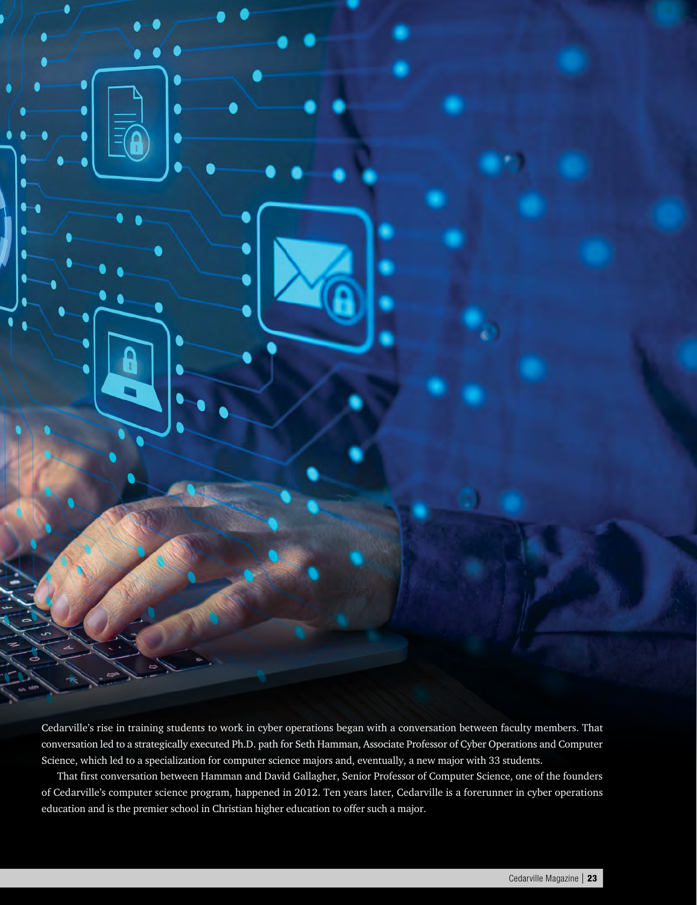Cedarville's rise in training students to work in cyber operations began with a conversation between faculty members. That conversation led to a strategically executed Ph.D. path for Seth Hamman, Associate Professor of Cyber Operations and Computer Science, which led to a specialization for computer science majors and, eventually, a new major with 33 students.

That first conversation between Hamman and David Gallagher, Senior Professor of Computer Science, one of the founders of Cedarville's computer science program, happened in 2012. Ten years later, Cedarville is a forerunner in cyber operations education and is the premier school in Christian higher education to offer such a major.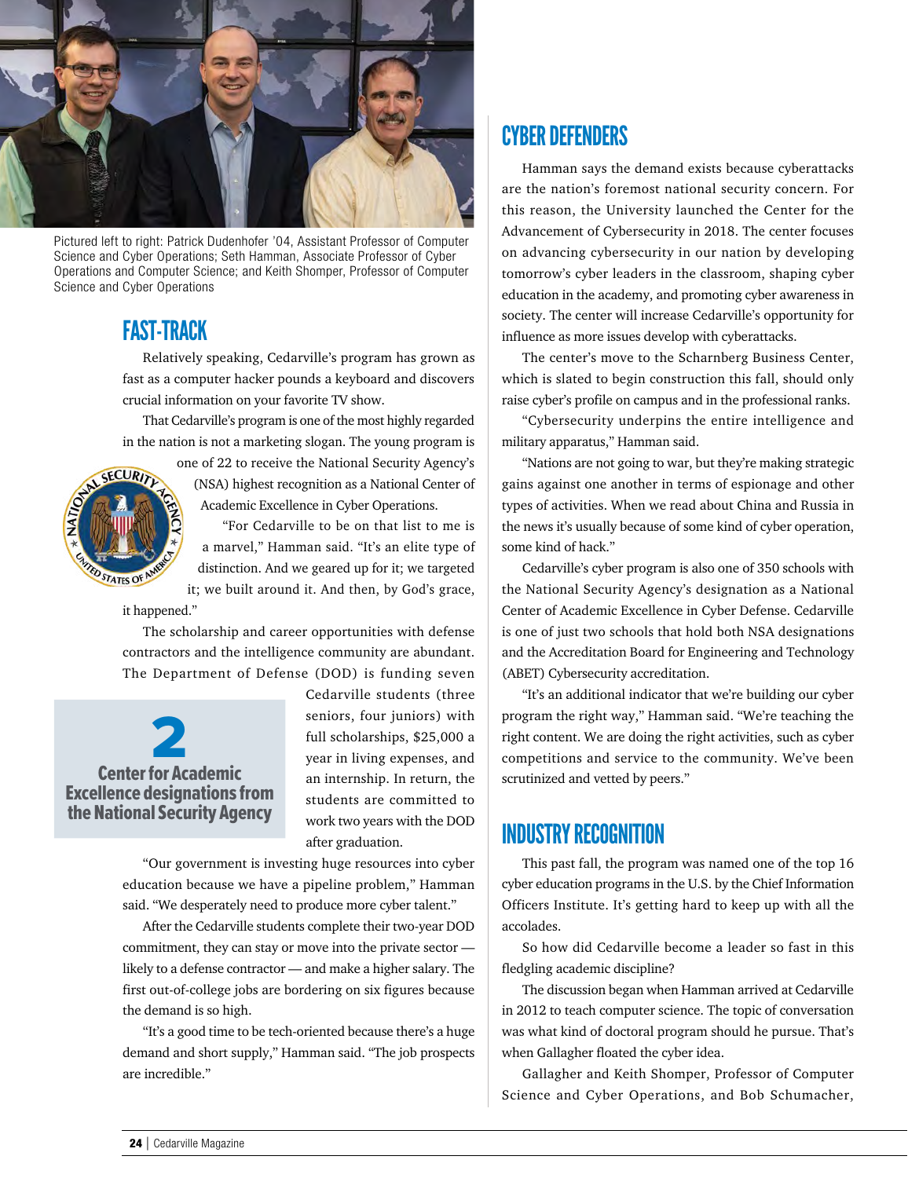Pictured left to right: Patrick Dudenhofer '04, Assistant Professor of Computer Science and Cyber Operations; Seth Hamman, Associate Professor of Cyber Operations and Computer Science; and Keith Shomper, Professor of Computer Science and Cyber Operations

## FAST-TRACK

Relatively speaking, Cedarville's program has grown as fast as a computer hacker pounds a keyboard and discovers crucial information on your favorite TV show.

That Cedarville's program is one of the most highly regarded in the nation is not a marketing slogan. The young program is one of 22 to receive the National Security Agency's (NSA) highest recognition as a National Center of Academic Excellence in Cyber Operations.

"For Cedarville to be on that list to me is a marvel," Hamman said. "It's an elite type of distinction. And we geared up for it; we targeted it; we built around it. And then, by God's grace, it happened."

The scholarship and career opportunities with defense contractors and the intelligence community are abundant. The Department of Defense (DOD) is funding seven Cedarville students (three seniors, four juniors) with full scholarships, $25,000 a year in living expenses, and an internship. In return, the students are committed to work two years with the DOD after graduation.

**2**
**Center for Academic Excellence designations from the National Security Agency**

"Our government is investing huge resources into cyber education because we have a pipeline problem," Hamman said. "We desperately need to produce more cyber talent."

After the Cedarville students complete their two-year DOD commitment, they can stay or move into the private sector — likely to a defense contractor — and make a higher salary. The first out-of-college jobs are bordering on six figures because the demand is so high.

"It's a good time to be tech-oriented because there's a huge demand and short supply," Hamman said. "The job prospects are incredible."

## CYBER DEFENDERS

Hamman says the demand exists because cyberattacks are the nation's foremost national security concern. For this reason, the University launched the Center for the Advancement of Cybersecurity in 2018. The center focuses on advancing cybersecurity in our nation by developing tomorrow's cyber leaders in the classroom, shaping cyber education in the academy, and promoting cyber awareness in society. The center will increase Cedarville's opportunity for influence as more issues develop with cyberattacks.

The center's move to the Scharnberg Business Center, which is slated to begin construction this fall, should only raise cyber's profile on campus and in the professional ranks.

"Cybersecurity underpins the entire intelligence and military apparatus," Hamman said.

"Nations are not going to war, but they're making strategic gains against one another in terms of espionage and other types of activities. When we read about China and Russia in the news it's usually because of some kind of cyber operation, some kind of hack."

Cedarville's cyber program is also one of 350 schools with the National Security Agency's designation as a National Center of Academic Excellence in Cyber Defense. Cedarville is one of just two schools that hold both NSA designations and the Accreditation Board for Engineering and Technology (ABET) Cybersecurity accreditation.

"It's an additional indicator that we're building our cyber program the right way," Hamman said. "We're teaching the right content. We are doing the right activities, such as cyber competitions and service to the community. We've been scrutinized and vetted by peers."

## INDUSTRY RECOGNITION

This past fall, the program was named one of the top 16 cyber education programs in the U.S. by the Chief Information Officers Institute. It's getting hard to keep up with all the accolades.

So how did Cedarville become a leader so fast in this fledgling academic discipline?

The discussion began when Hamman arrived at Cedarville in 2012 to teach computer science. The topic of conversation was what kind of doctoral program should he pursue. That's when Gallagher floated the cyber idea.

Gallagher and Keith Shomper, Professor of Computer Science and Cyber Operations, and Bob Schumacher,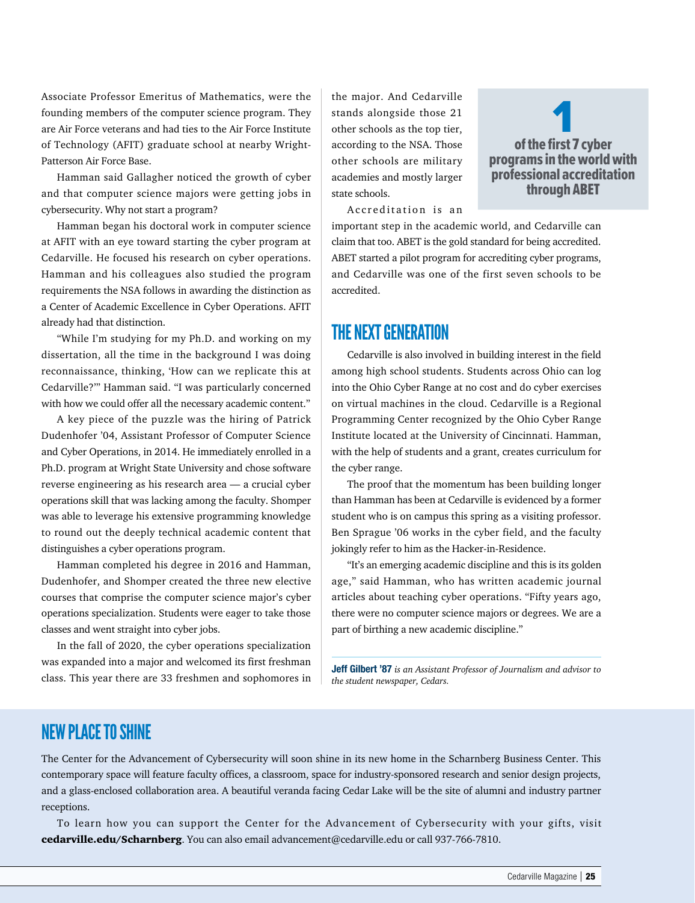Associate Professor Emeritus of Mathematics, were the founding members of the computer science program. They are Air Force veterans and had ties to the Air Force Institute of Technology (AFIT) graduate school at nearby Wright-Patterson Air Force Base.

Hamman said Gallagher noticed the growth of cyber and that computer science majors were getting jobs in cybersecurity. Why not start a program?

Hamman began his doctoral work in computer science at AFIT with an eye toward starting the cyber program at Cedarville. He focused his research on cyber operations. Hamman and his colleagues also studied the program requirements the NSA follows in awarding the distinction as a Center of Academic Excellence in Cyber Operations. AFIT already had that distinction.

"While I'm studying for my Ph.D. and working on my dissertation, all the time in the background I was doing reconnaissance, thinking, 'How can we replicate this at Cedarville?'" Hamman said. "I was particularly concerned with how we could offer all the necessary academic content."

A key piece of the puzzle was the hiring of Patrick Dudenhofer '04, Assistant Professor of Computer Science and Cyber Operations, in 2014. He immediately enrolled in a Ph.D. program at Wright State University and chose software reverse engineering as his research area — a crucial cyber operations skill that was lacking among the faculty. Shomper was able to leverage his extensive programming knowledge to round out the deeply technical academic content that distinguishes a cyber operations program.

Hamman completed his degree in 2016 and Hamman, Dudenhofer, and Shomper created the three new elective courses that comprise the computer science major's cyber operations specialization. Students were eager to take those classes and went straight into cyber jobs.

In the fall of 2020, the cyber operations specialization was expanded into a major and welcomed its first freshman class. This year there are 33 freshmen and sophomores in the major. And Cedarville stands alongside those 21 other schools as the top tier, according to the NSA. Those other schools are military academies and mostly larger state schools.

**1**
**of the first 7 cyber programs in the world with professional accreditation through ABET**

Accreditation is an important step in the academic world, and Cedarville can claim that too. ABET is the gold standard for being accredited. ABET started a pilot program for accrediting cyber programs, and Cedarville was one of the first seven schools to be accredited.

## THE NEXT GENERATION

Cedarville is also involved in building interest in the field among high school students. Students across Ohio can log into the Ohio Cyber Range at no cost and do cyber exercises on virtual machines in the cloud. Cedarville is a Regional Programming Center recognized by the Ohio Cyber Range Institute located at the University of Cincinnati. Hamman, with the help of students and a grant, creates curriculum for the cyber range.

The proof that the momentum has been building longer than Hamman has been at Cedarville is evidenced by a former student who is on campus this spring as a visiting professor. Ben Sprague '06 works in the cyber field, and the faculty jokingly refer to him as the Hacker-in-Residence.

"It's an emerging academic discipline and this is its golden age," said Hamman, who has written academic journal articles about teaching cyber operations. "Fifty years ago, there were no computer science majors or degrees. We are a part of birthing a new academic discipline."

**Jeff Gilbert '87** *is an Assistant Professor of Journalism and advisor to the student newspaper, Cedars.*

## NEW PLACE TO SHINE

The Center for the Advancement of Cybersecurity will soon shine in its new home in the Scharnberg Business Center. This contemporary space will feature faculty offices, a classroom, space for industry-sponsored research and senior design projects, and a glass-enclosed collaboration area. A beautiful veranda facing Cedar Lake will be the site of alumni and industry partner receptions.

To learn how you can support the Center for the Advancement of Cybersecurity with your gifts, visit **cedarville.edu/Scharnberg**. You can also email advancement@cedarville.edu or call 937-766-7810.